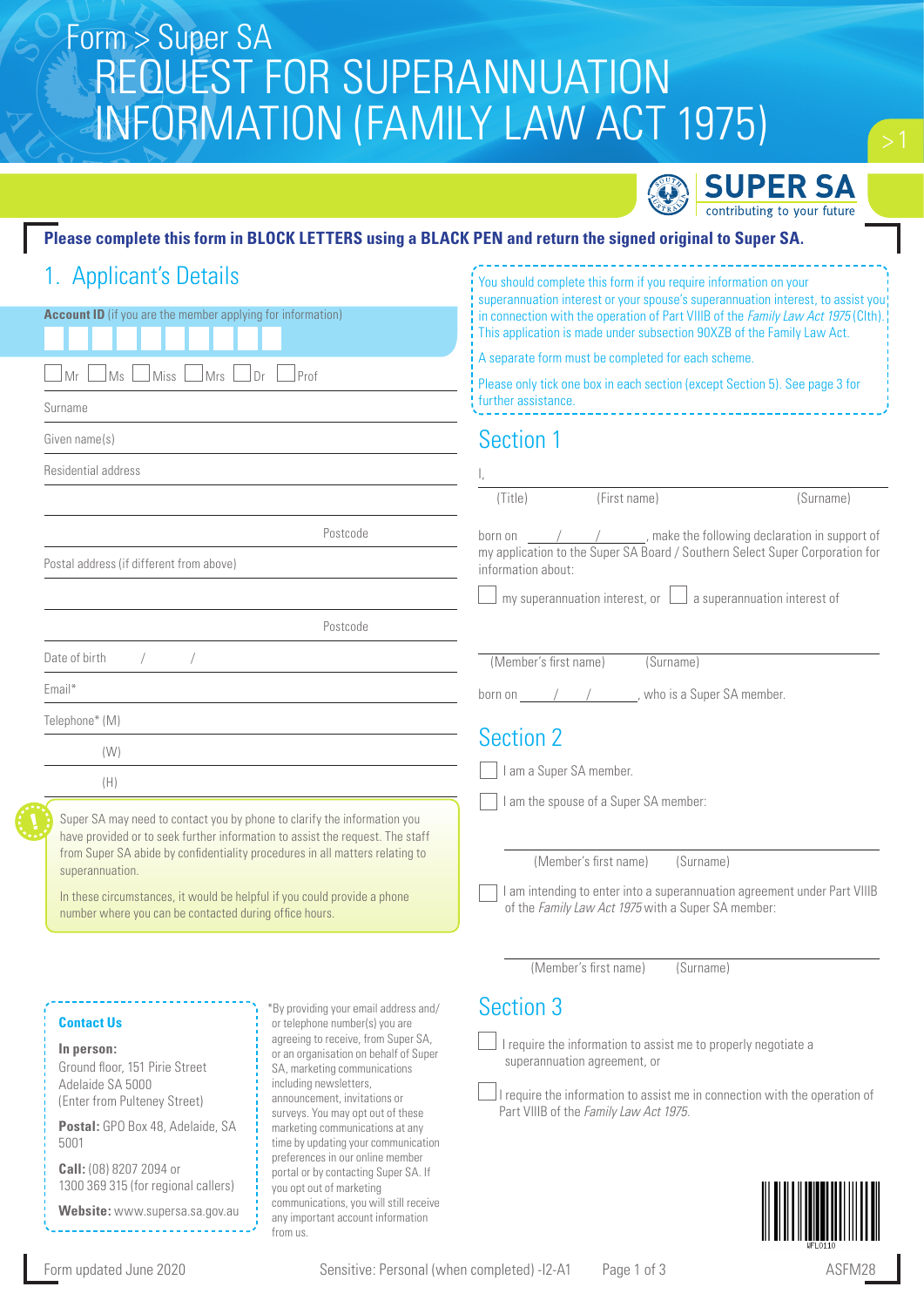# Form > Super SA
# REQUEST FOR SUPERANNUATION INFORMATION (FAMILY LAW ACT 1975)

SUPER SA
contributing to your future

**Please complete this form in BLOCK LETTERS using a BLACK PEN and return the signed original to Super SA.**

## 1. Applicant's Details

**Account ID** (if you are the member applying for information)

☐ Mr ☐ Ms ☐ Miss ☐ Mrs ☐ Dr ☐ Prof

Surname

Given name(s)

Residential address

Postcode

Postal address (if different from above)

Postcode

Date of birth / /

Email*

Telephone* (M)

(W)

(H)

Super SA may need to contact you by phone to clarify the information you have provided or to seek further information to assist the request. The staff from Super SA abide by confidentiality procedures in all matters relating to superannuation.

In these circumstances, it would be helpful if you could provide a phone number where you can be contacted during office hours.

**Contact Us**

**In person:**
Ground floor, 151 Pirie Street
Adelaide SA 5000
(Enter from Pulteney Street)

**Postal:** GPO Box 48, Adelaide, SA 5001

**Call:** (08) 8207 2094 or
1300 369 315 (for regional callers)

**Website:** www.supersa.sa.gov.au

*By providing your email address and/or telephone number(s) you are agreeing to receive, from Super SA, or an organisation on behalf of Super SA, marketing communications including newsletters, announcement, invitations or surveys. You may opt out of these marketing communications at any time by updating your communication preferences in our online member portal or by contacting Super SA. If you opt out of marketing communications, you will still receive any important account information from us.

You should complete this form if you require information on your superannuation interest or your spouse's superannuation interest, to assist you in connection with the operation of Part VIIIB of the *Family Law Act 1975* (Clth). This application is made under subsection 90XZB of the Family Law Act.

A separate form must be completed for each scheme.

Please only tick one box in each section (except Section 5). See page 3 for further assistance.

## Section 1

I,

(Title) (First name) (Surname)

born on / / , make the following declaration in support of my application to the Super SA Board / Southern Select Super Corporation for information about:

☐ my superannuation interest, or ☐ a superannuation interest of

(Member's first name) (Surname)

born on / / , who is a Super SA member.

## Section 2

☐ I am a Super SA member.

☐ I am the spouse of a Super SA member:

(Member's first name) (Surname)

☐ I am intending to enter into a superannuation agreement under Part VIIIB of the *Family Law Act 1975* with a Super SA member:

(Member's first name) (Surname)

## Section 3

☐ I require the information to assist me to properly negotiate a superannuation agreement, or

☐ I require the information to assist me in connection with the operation of Part VIIIB of the *Family Law Act 1975*.

Form updated June 2020 Sensitive: Personal (when completed) -I2-A1 ASFM28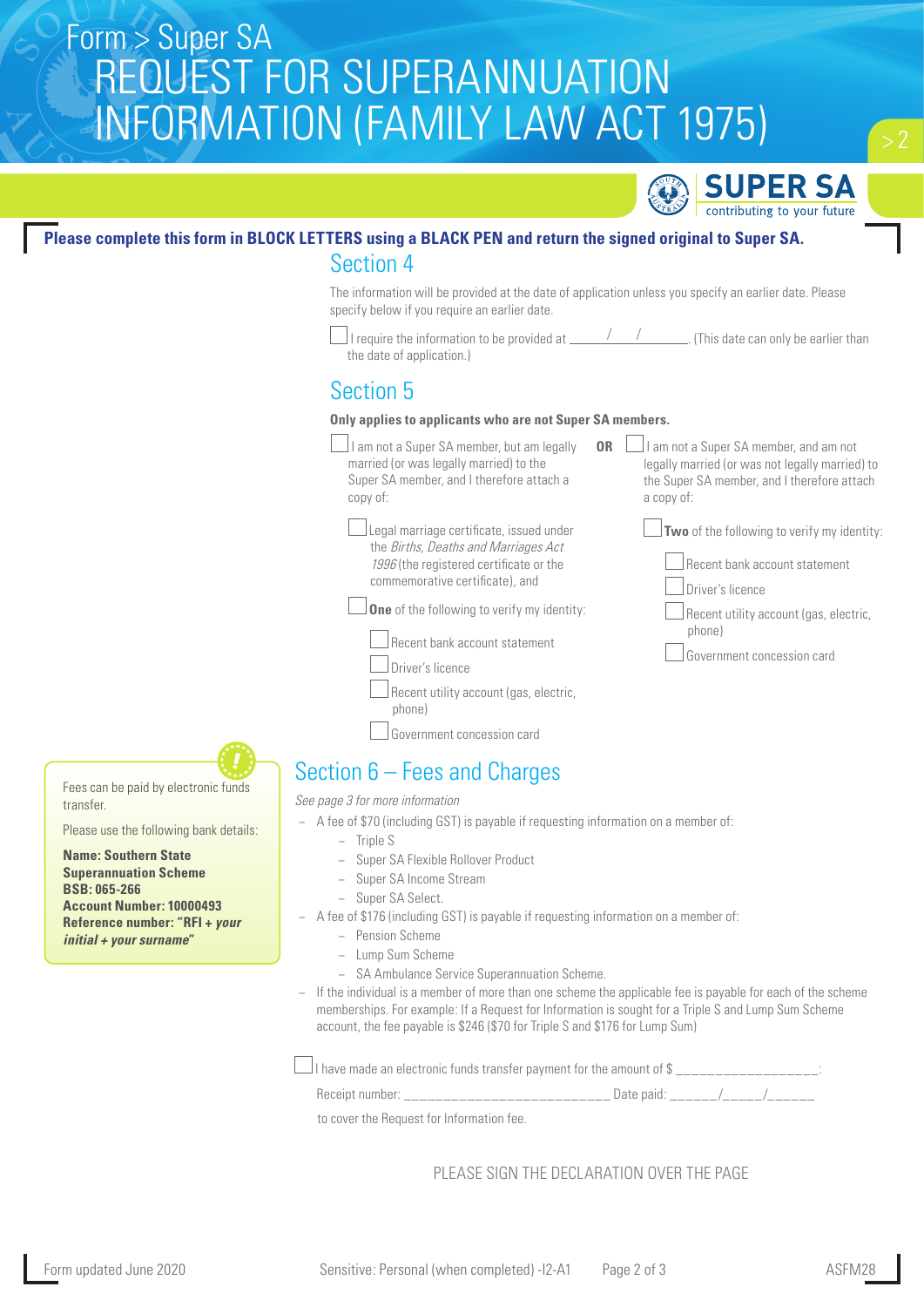# Form > Super SA
# REQUEST FOR SUPERANNUATION INFORMATION (FAMILY LAW ACT 1975)

**SUPER SA** contributing to your future

**Please complete this form in BLOCK LETTERS using a BLACK PEN and return the signed original to Super SA.**

## Section 4

The information will be provided at the date of application unless you specify an earlier date. Please specify below if you require an earlier date.

☐ I require the information to be provided at ______/____/______. (This date can only be earlier than the date of application.)

## Section 5

**Only applies to applicants who are not Super SA members.**

☐ I am not a Super SA member, but am legally married (or was legally married) to the Super SA member, and I therefore attach a copy of:

- ☐ Legal marriage certificate, issued under the *Births, Deaths and Marriages Act 1996* (the registered certificate or the commemorative certificate), and
- ☐ **One** of the following to verify my identity:
  - ☐ Recent bank account statement
  - ☐ Driver's licence
  - ☐ Recent utility account (gas, electric, phone)
  - ☐ Government concession card

**OR**

☐ I am not a Super SA member, and am not legally married (or was not legally married) to the Super SA member, and I therefore attach a copy of:

- ☐ **Two** of the following to verify my identity:
  - ☐ Recent bank account statement
  - ☐ Driver's licence
  - ☐ Recent utility account (gas, electric, phone)
  - ☐ Government concession card

## Section 6 – Fees and Charges

*See page 3 for more information*

- A fee of $70 (including GST) is payable if requesting information on a member of:
  - Triple S
  - Super SA Flexible Rollover Product
  - Super SA Income Stream
  - Super SA Select.
- A fee of $176 (including GST) is payable if requesting information on a member of:
  - Pension Scheme
  - Lump Sum Scheme
  - SA Ambulance Service Superannuation Scheme.
- If the individual is a member of more than one scheme the applicable fee is payable for each of the scheme memberships. For example: If a Request for Information is sought for a Triple S and Lump Sum Scheme account, the fee payable is $246 ($70 for Triple S and $176 for Lump Sum)

☐ I have made an electronic funds transfer payment for the amount of $ ________________:

Receipt number: ________________________ Date paid: ______/_____/______

to cover the Request for Information fee.

Fees can be paid by electronic funds transfer.

Please use the following bank details:

**Name: Southern State Superannuation Scheme**
**BSB: 065-266**
**Account Number: 10000493**
**Reference number: "RFI + *your initial + your surname*"**

PLEASE SIGN THE DECLARATION OVER THE PAGE

Form updated June 2020 | Sensitive: Personal (when completed) -I2-A1 | ASFM28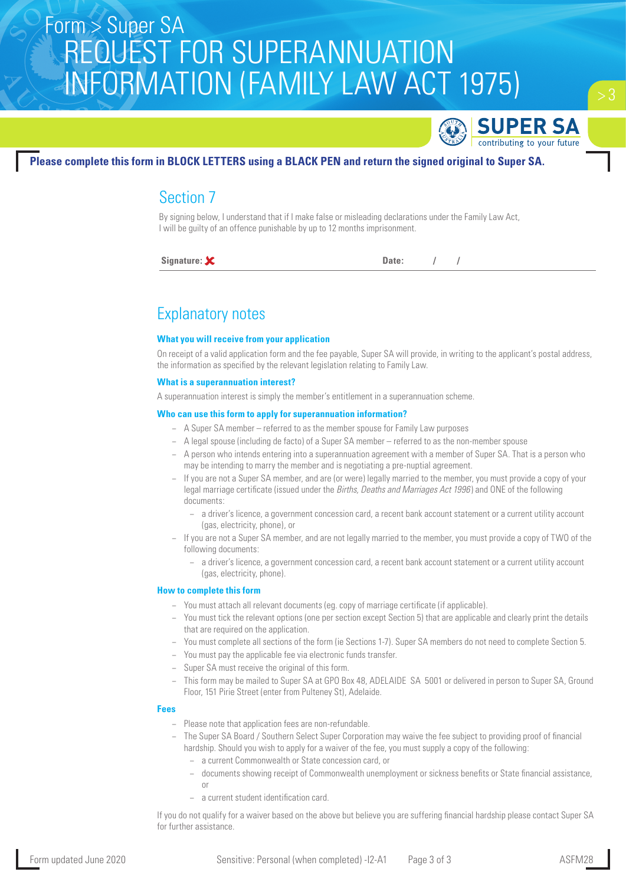# Form > Super SA
# REQUEST FOR SUPERANNUATION INFORMATION (FAMILY LAW ACT 1975)

SUPER SA
contributing to your future

**Please complete this form in BLOCK LETTERS using a BLACK PEN and return the signed original to Super SA.**

## Section 7

By signing below, I understand that if I make false or misleading declarations under the Family Law Act, I will be guilty of an offence punishable by up to 12 months imprisonment.

**Signature:** ✗ **Date:** / /

## Explanatory notes

### What you will receive from your application

On receipt of a valid application form and the fee payable, Super SA will provide, in writing to the applicant's postal address, the information as specified by the relevant legislation relating to Family Law.

### What is a superannuation interest?

A superannuation interest is simply the member's entitlement in a superannuation scheme.

### Who can use this form to apply for superannuation information?

- A Super SA member – referred to as the member spouse for Family Law purposes
- A legal spouse (including de facto) of a Super SA member – referred to as the non-member spouse
- A person who intends entering into a superannuation agreement with a member of Super SA. That is a person who may be intending to marry the member and is negotiating a pre-nuptial agreement.
- If you are not a Super SA member, and are (or were) legally married to the member, you must provide a copy of your legal marriage certificate (issued under the *Births, Deaths and Marriages Act 1996*) and ONE of the following documents:
  - a driver's licence, a government concession card, a recent bank account statement or a current utility account (gas, electricity, phone), or
- If you are not a Super SA member, and are not legally married to the member, you must provide a copy of TWO of the following documents:
  - a driver's licence, a government concession card, a recent bank account statement or a current utility account (gas, electricity, phone).

### How to complete this form

- You must attach all relevant documents (eg. copy of marriage certificate (if applicable).
- You must tick the relevant options (one per section except Section 5) that are applicable and clearly print the details that are required on the application.
- You must complete all sections of the form (ie Sections 1-7). Super SA members do not need to complete Section 5.
- You must pay the applicable fee via electronic funds transfer.
- Super SA must receive the original of this form.
- This form may be mailed to Super SA at GPO Box 48, ADELAIDE SA 5001 or delivered in person to Super SA, Ground Floor, 151 Pirie Street (enter from Pulteney St), Adelaide.

### Fees

- Please note that application fees are non-refundable.
- The Super SA Board / Southern Select Super Corporation may waive the fee subject to providing proof of financial hardship. Should you wish to apply for a waiver of the fee, you must supply a copy of the following:
  - a current Commonwealth or State concession card, or
  - documents showing receipt of Commonwealth unemployment or sickness benefits or State financial assistance, or
  - a current student identification card.

If you do not qualify for a waiver based on the above but believe you are suffering financial hardship please contact Super SA for further assistance.

Form updated June 2020 Sensitive: Personal (when completed) -I2-A1 ASFM28